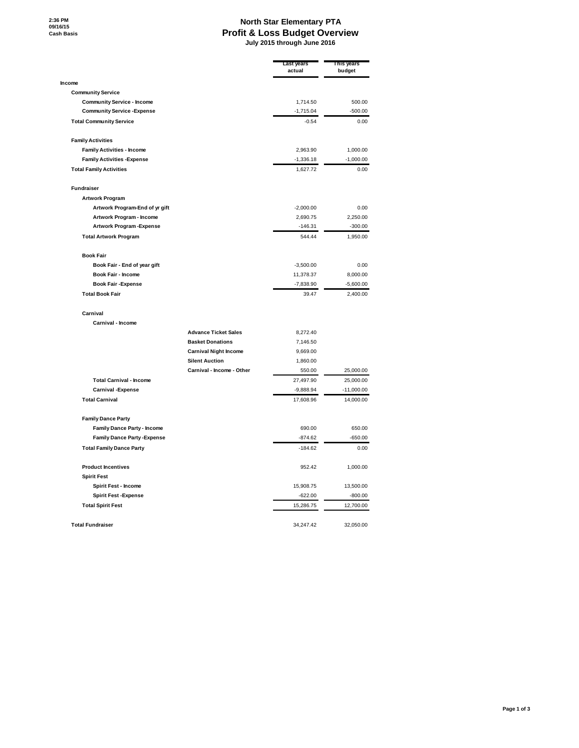2:36 PM
09/16/15
Cash Basis

# North Star Elementary PTA
## Profit & Loss Budget Overview
### July 2015 through June 2016

| | | Last years actual | This years budget |
|---|---|---|---|
| **Income** | | | |
| **Community Service** | | | |
| **Community Service - Income** | | 1,714.50 | 500.00 |
| **Community Service -Expense** | | -1,715.04 | -500.00 |
| **Total Community Service** | | -0.54 | 0.00 |
| **Family Activities** | | | |
| **Family Activities - Income** | | 2,963.90 | 1,000.00 |
| **Family Activities -Expense** | | -1,336.18 | -1,000.00 |
| **Total Family Activities** | | 1,627.72 | 0.00 |
| **Fundraiser** | | | |
| **Artwork Program** | | | |
| **Artwork Program-End of yr gift** | | -2,000.00 | 0.00 |
| **Artwork Program - Income** | | 2,690.75 | 2,250.00 |
| **Artwork Program -Expense** | | -146.31 | -300.00 |
| **Total Artwork Program** | | 544.44 | 1,950.00 |
| **Book Fair** | | | |
| **Book Fair - End of year gift** | | -3,500.00 | 0.00 |
| **Book Fair - Income** | | 11,378.37 | 8,000.00 |
| **Book Fair -Expense** | | -7,838.90 | -5,600.00 |
| **Total Book Fair** | | 39.47 | 2,400.00 |
| **Carnival** | | | |
| **Carnival - Income** | | | |
| | **Advance Ticket Sales** | 8,272.40 | |
| | **Basket Donations** | 7,146.50 | |
| | **Carnival Night Income** | 9,669.00 | |
| | **Silent Auction** | 1,860.00 | |
| | **Carnival - Income - Other** | 550.00 | 25,000.00 |
| **Total Carnival - Income** | | 27,497.90 | 25,000.00 |
| **Carnival -Expense** | | -9,888.94 | -11,000.00 |
| **Total Carnival** | | 17,608.96 | 14,000.00 |
| **Family Dance Party** | | | |
| **Family Dance Party - Income** | | 690.00 | 650.00 |
| **Family Dance Party -Expense** | | -874.62 | -650.00 |
| **Total Family Dance Party** | | -184.62 | 0.00 |
| **Product Incentives** | | 952.42 | 1,000.00 |
| **Spirit Fest** | | | |
| **Spirit Fest - Income** | | 15,908.75 | 13,500.00 |
| **Spirit Fest -Expense** | | -622.00 | -800.00 |
| **Total Spirit Fest** | | 15,286.75 | 12,700.00 |
| **Total Fundraiser** | | 34,247.42 | 32,050.00 |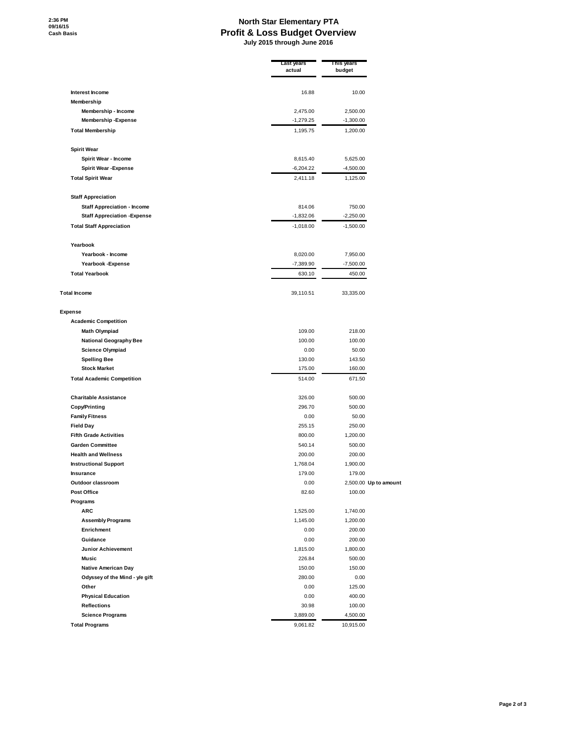# North Star Elementary PTA

## Profit & Loss Budget Overview

**July 2015 through June 2016**

2:36 PM
09/16/15
Cash Basis

| | Last years actual | This years budget | |
|---|---|---|---|
| **Interest Income** | 16.88 | 10.00 | |
| **Membership** | | | |
| **Membership - Income** | 2,475.00 | 2,500.00 | |
| **Membership -Expense** | -1,279.25 | -1,300.00 | |
| **Total Membership** | 1,195.75 | 1,200.00 | |
| **Spirit Wear** | | | |
| **Spirit Wear - Income** | 8,615.40 | 5,625.00 | |
| **Spirit Wear -Expense** | -6,204.22 | -4,500.00 | |
| **Total Spirit Wear** | 2,411.18 | 1,125.00 | |
| **Staff Appreciation** | | | |
| **Staff Appreciation - Income** | 814.06 | 750.00 | |
| **Staff Appreciation -Expense** | -1,832.06 | -2,250.00 | |
| **Total Staff Appreciation** | -1,018.00 | -1,500.00 | |
| **Yearbook** | | | |
| **Yearbook - Income** | 8,020.00 | 7,950.00 | |
| **Yearbook -Expense** | -7,389.90 | -7,500.00 | |
| **Total Yearbook** | 630.10 | 450.00 | |
| **Total Income** | 39,110.51 | 33,335.00 | |
| **Expense** | | | |
| **Academic Competition** | | | |
| **Math Olympiad** | 109.00 | 218.00 | |
| **National Geography Bee** | 100.00 | 100.00 | |
| **Science Olympiad** | 0.00 | 50.00 | |
| **Spelling Bee** | 130.00 | 143.50 | |
| **Stock Market** | 175.00 | 160.00 | |
| **Total Academic Competition** | 514.00 | 671.50 | |
| **Charitable Assistance** | 326.00 | 500.00 | |
| **Copy/Printing** | 296.70 | 500.00 | |
| **Family Fitness** | 0.00 | 50.00 | |
| **Field Day** | 255.15 | 250.00 | |
| **Fifth Grade Activities** | 800.00 | 1,200.00 | |
| **Garden Committee** | 540.14 | 500.00 | |
| **Health and Wellness** | 200.00 | 200.00 | |
| **Instructional Support** | 1,768.04 | 1,900.00 | |
| **Insurance** | 179.00 | 179.00 | |
| **Outdoor classroom** | 0.00 | 2,500.00 | **Up to amount** |
| **Post Office** | 82.60 | 100.00 | |
| **Programs** | | | |
| **ARC** | 1,525.00 | 1,740.00 | |
| **Assembly Programs** | 1,145.00 | 1,200.00 | |
| **Enrichment** | 0.00 | 200.00 | |
| **Guidance** | 0.00 | 200.00 | |
| **Junior Achievement** | 1,815.00 | 1,800.00 | |
| **Music** | 226.84 | 500.00 | |
| **Native American Day** | 150.00 | 150.00 | |
| **Odyssey of the Mind - y/e gift** | 280.00 | 0.00 | |
| **Other** | 0.00 | 125.00 | |
| **Physical Education** | 0.00 | 400.00 | |
| **Reflections** | 30.98 | 100.00 | |
| **Science Programs** | 3,889.00 | 4,500.00 | |
| **Total Programs** | 9,061.82 | 10,915.00 | |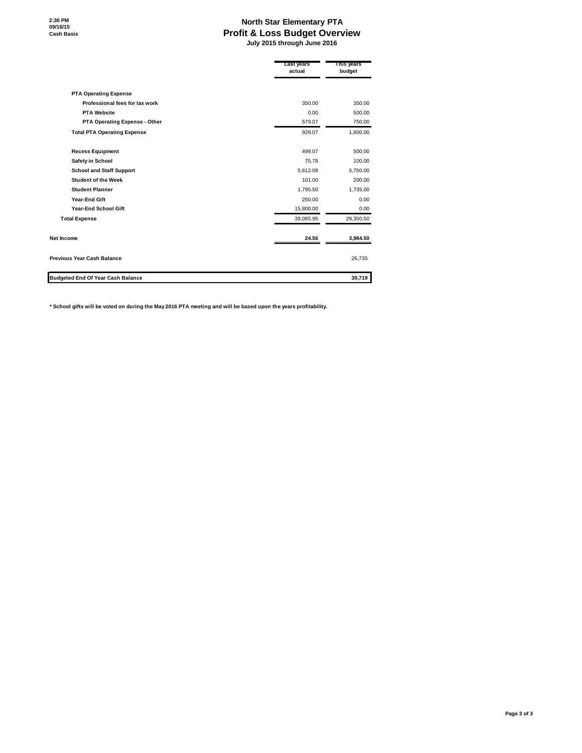# North Star Elementary PTA

## Profit & Loss Budget Overview

**July 2015 through June 2016**

| | Last years actual | This years budget |
|---|---|---|
| **PTA Operating Expense** | | |
| **Professional fees for tax work** | 350.00 | 350.00 |
| **PTA Website** | 0.00 | 500.00 |
| **PTA Operating Expense - Other** | 579.07 | 750.00 |
| **Total PTA Operating Expense** | 929.07 | 1,600.00 |
| **Recess Equipment** | 499.07 | 500.00 |
| **Safety in School** | 75.78 | 100.00 |
| **School and Staff Support** | 5,612.08 | 5,750.00 |
| **Student of the Week** | 101.00 | 200.00 |
| **Student Planner** | 1,795.50 | 1,735.00 |
| **Year-End Gift** | 250.00 | 0.00 |
| **Year-End School Gift** | 15,800.00 | 0.00 |
| **Total Expense** | 39,085.95 | 29,350.50 |
| **Net Income** | **24.56** | **3,984.50** |
| **Previous Year Cash Balance** | | 26,735 |
| **Budgeted End Of Year Cash Balance** | | **30,719** |

**\* School gifts will be voted on during the May 2016 PTA meeting and will be based upon the years profitability.**